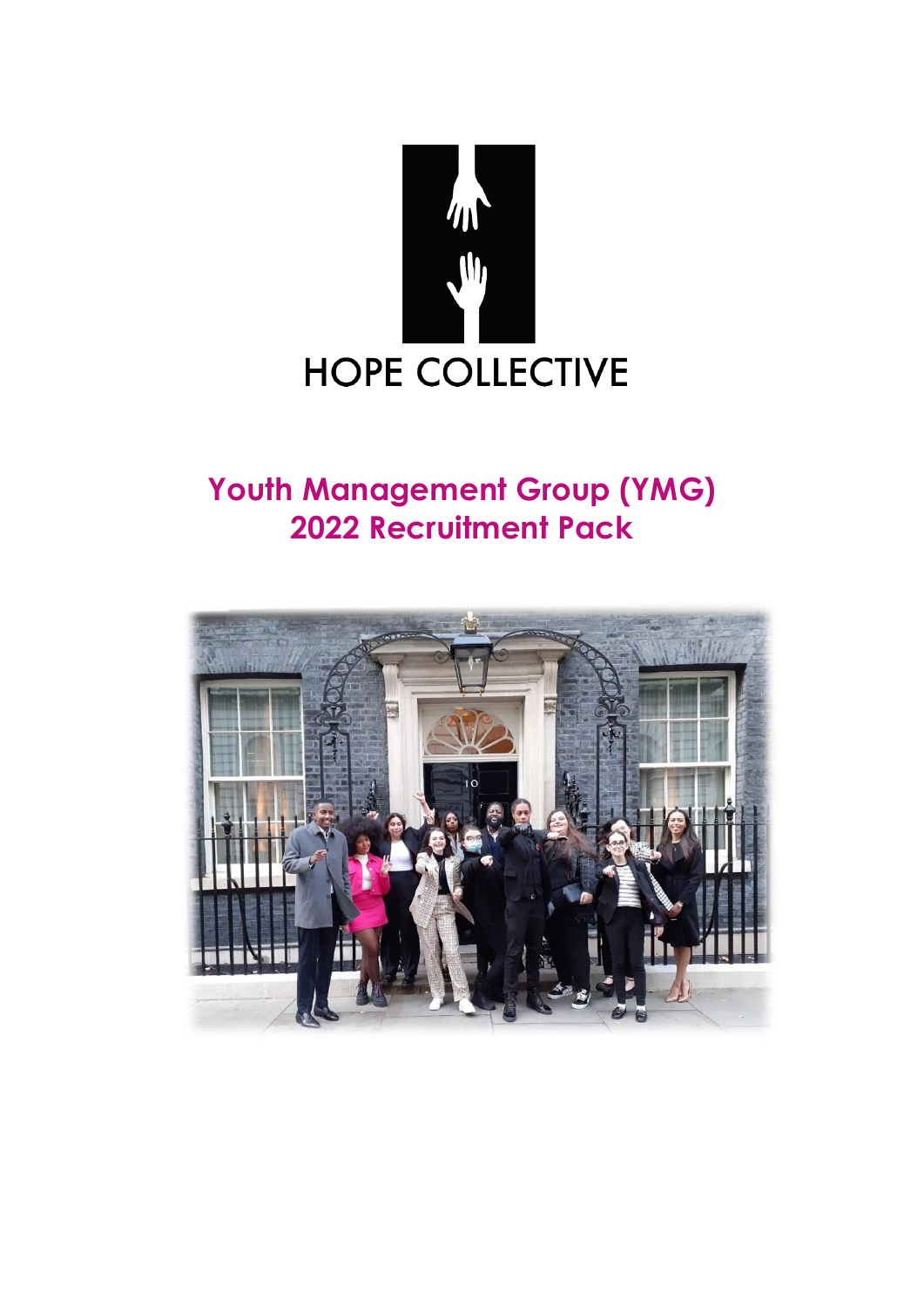HOPE COLLECTIVE

# Youth Management Group (YMG)
# 2022 Recruitment Pack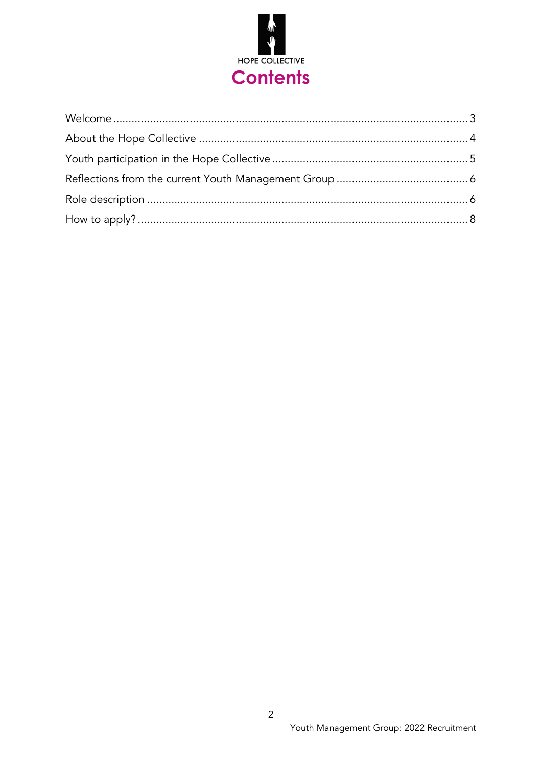HOPE COLLECTIVE

# Contents

- Welcome ... 3
- About the Hope Collective ... 4
- Youth participation in the Hope Collective ... 5
- Reflections from the current Youth Management Group ... 6
- Role description ... 6
- How to apply? ... 8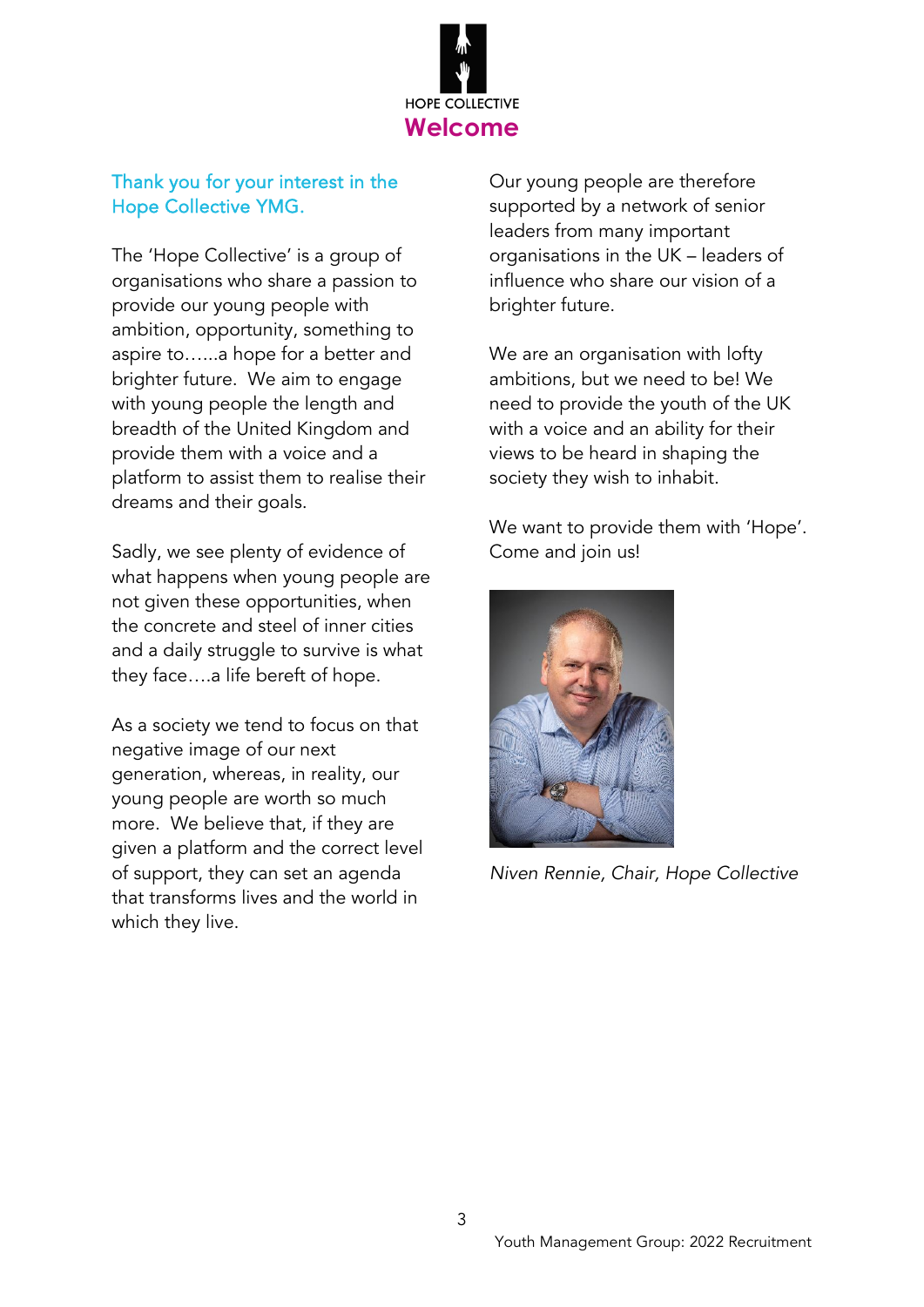HOPE COLLECTIVE

# Welcome

## Thank you for your interest in the Hope Collective YMG.

The 'Hope Collective' is a group of organisations who share a passion to provide our young people with ambition, opportunity, something to aspire to…...a hope for a better and brighter future. We aim to engage with young people the length and breadth of the United Kingdom and provide them with a voice and a platform to assist them to realise their dreams and their goals.

Sadly, we see plenty of evidence of what happens when young people are not given these opportunities, when the concrete and steel of inner cities and a daily struggle to survive is what they face….a life bereft of hope.

As a society we tend to focus on that negative image of our next generation, whereas, in reality, our young people are worth so much more. We believe that, if they are given a platform and the correct level of support, they can set an agenda that transforms lives and the world in which they live.

Our young people are therefore supported by a network of senior leaders from many important organisations in the UK – leaders of influence who share our vision of a brighter future.

We are an organisation with lofty ambitions, but we need to be! We need to provide the youth of the UK with a voice and an ability for their views to be heard in shaping the society they wish to inhabit.

We want to provide them with 'Hope'. Come and join us!

*Niven Rennie, Chair, Hope Collective*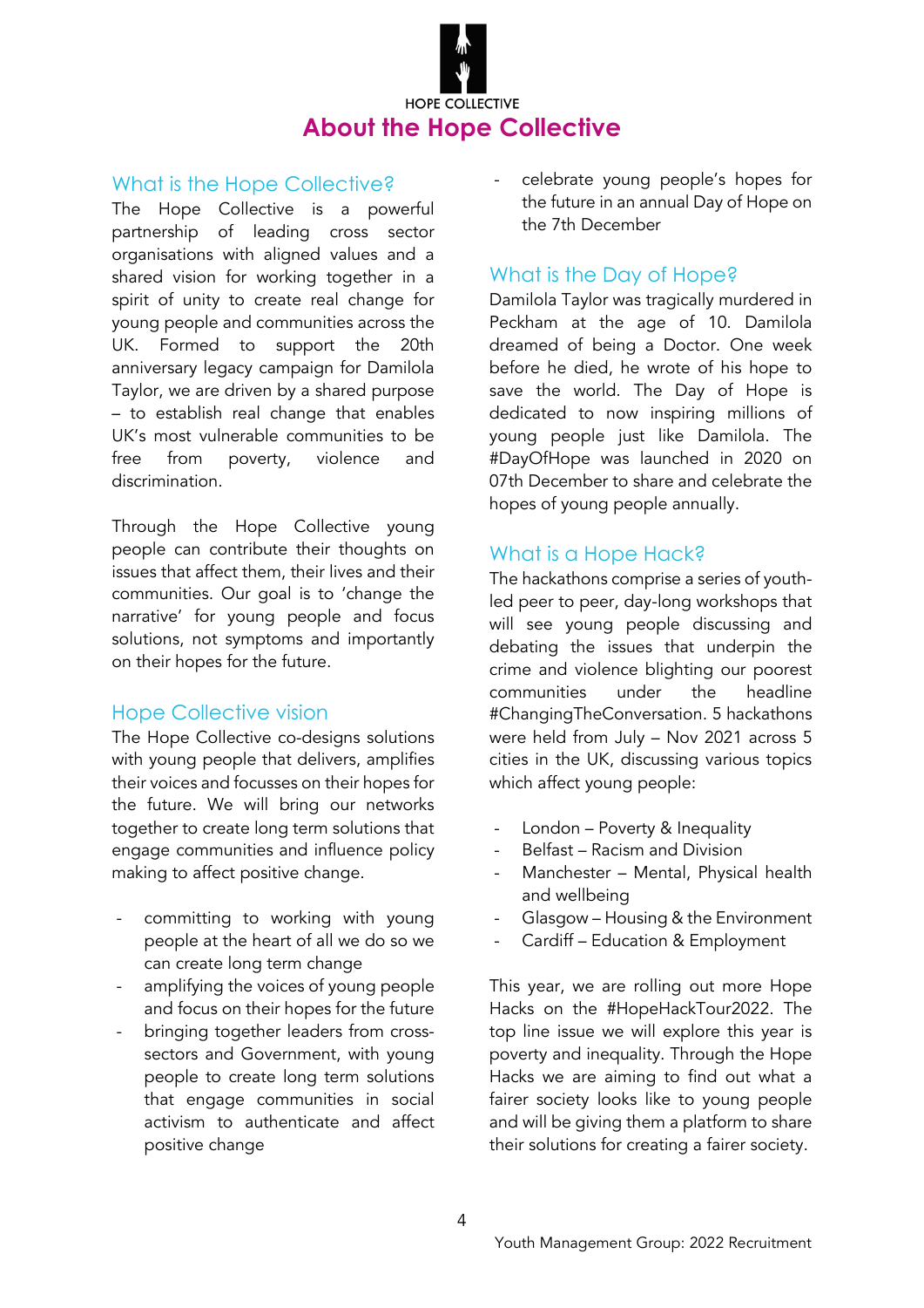HOPE COLLECTIVE

# About the Hope Collective

## What is the Hope Collective?

The Hope Collective is a powerful partnership of leading cross sector organisations with aligned values and a shared vision for working together in a spirit of unity to create real change for young people and communities across the UK. Formed to support the 20th anniversary legacy campaign for Damilola Taylor, we are driven by a shared purpose – to establish real change that enables UK's most vulnerable communities to be free from poverty, violence and discrimination.

Through the Hope Collective young people can contribute their thoughts on issues that affect them, their lives and their communities. Our goal is to 'change the narrative' for young people and focus solutions, not symptoms and importantly on their hopes for the future.

## Hope Collective vision

The Hope Collective co-designs solutions with young people that delivers, amplifies their voices and focusses on their hopes for the future. We will bring our networks together to create long term solutions that engage communities and influence policy making to affect positive change.

- committing to working with young people at the heart of all we do so we can create long term change
- amplifying the voices of young people and focus on their hopes for the future
- bringing together leaders from cross-sectors and Government, with young people to create long term solutions that engage communities in social activism to authenticate and affect positive change
- celebrate young people's hopes for the future in an annual Day of Hope on the 7th December

## What is the Day of Hope?

Damilola Taylor was tragically murdered in Peckham at the age of 10. Damilola dreamed of being a Doctor. One week before he died, he wrote of his hope to save the world. The Day of Hope is dedicated to now inspiring millions of young people just like Damilola. The #DayOfHope was launched in 2020 on 07th December to share and celebrate the hopes of young people annually.

## What is a Hope Hack?

The hackathons comprise a series of youth-led peer to peer, day-long workshops that will see young people discussing and debating the issues that underpin the crime and violence blighting our poorest communities under the headline #ChangingTheConversation. 5 hackathons were held from July – Nov 2021 across 5 cities in the UK, discussing various topics which affect young people:

- London – Poverty & Inequality
- Belfast – Racism and Division
- Manchester – Mental, Physical health and wellbeing
- Glasgow – Housing & the Environment
- Cardiff – Education & Employment

This year, we are rolling out more Hope Hacks on the #HopeHackTour2022. The top line issue we will explore this year is poverty and inequality. Through the Hope Hacks we are aiming to find out what a fairer society looks like to young people and will be giving them a platform to share their solutions for creating a fairer society.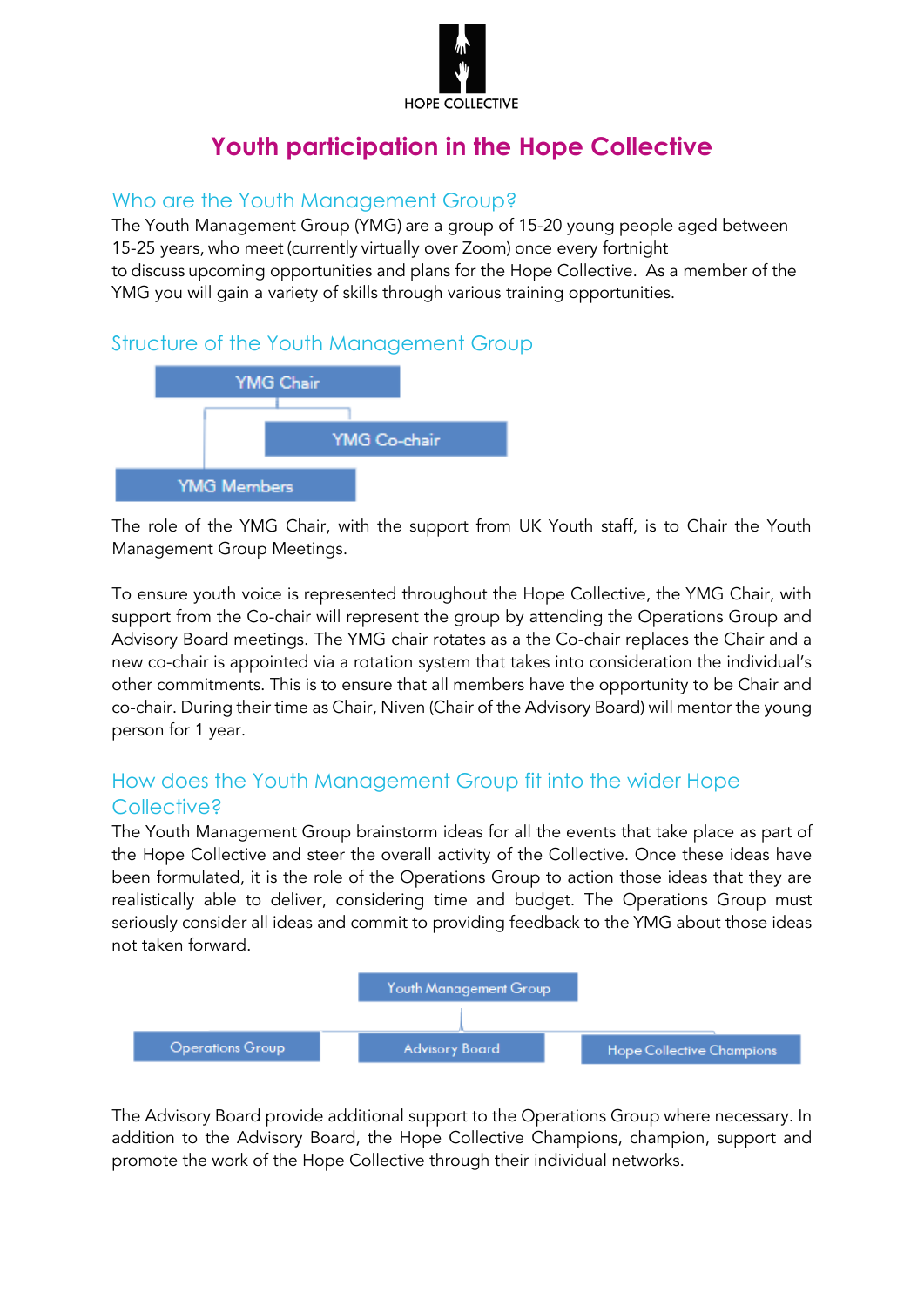HOPE COLLECTIVE

# Youth participation in the Hope Collective

## Who are the Youth Management Group?

The Youth Management Group (YMG) are a group of 15-20 young people aged between 15-25 years, who meet (currently virtually over Zoom) once every fortnight to discuss upcoming opportunities and plans for the Hope Collective. As a member of the YMG you will gain a variety of skills through various training opportunities.

## Structure of the Youth Management Group

YMG Chair

YMG Co-chair

YMG Members

The role of the YMG Chair, with the support from UK Youth staff, is to Chair the Youth Management Group Meetings.

To ensure youth voice is represented throughout the Hope Collective, the YMG Chair, with support from the Co-chair will represent the group by attending the Operations Group and Advisory Board meetings. The YMG chair rotates as a the Co-chair replaces the Chair and a new co-chair is appointed via a rotation system that takes into consideration the individual's other commitments. This is to ensure that all members have the opportunity to be Chair and co-chair. During their time as Chair, Niven (Chair of the Advisory Board) will mentor the young person for 1 year.

## How does the Youth Management Group fit into the wider Hope Collective?

The Youth Management Group brainstorm ideas for all the events that take place as part of the Hope Collective and steer the overall activity of the Collective. Once these ideas have been formulated, it is the role of the Operations Group to action those ideas that they are realistically able to deliver, considering time and budget. The Operations Group must seriously consider all ideas and commit to providing feedback to the YMG about those ideas not taken forward.

Youth Management Group

Operations Group | Advisory Board | Hope Collective Champions

The Advisory Board provide additional support to the Operations Group where necessary. In addition to the Advisory Board, the Hope Collective Champions, champion, support and promote the work of the Hope Collective through their individual networks.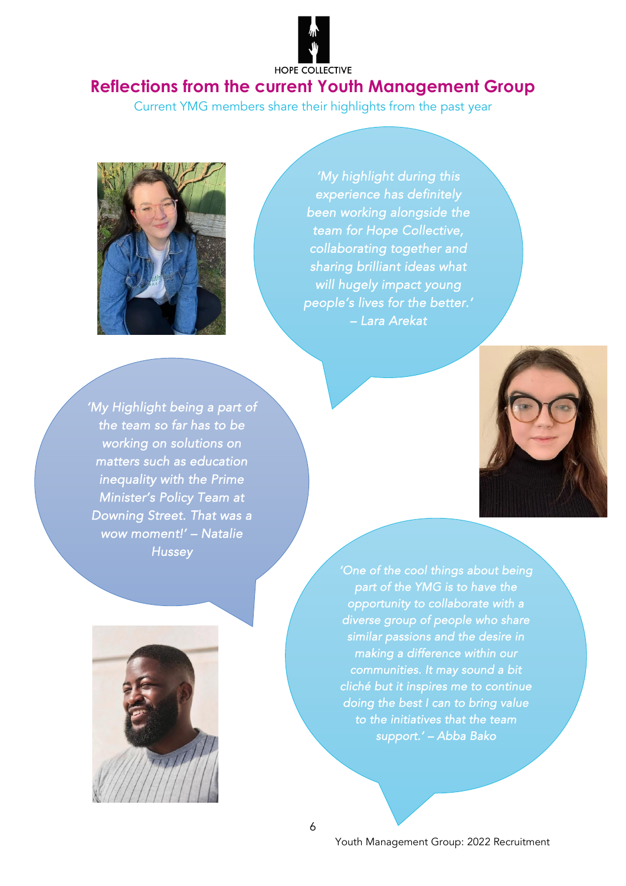HOPE COLLECTIVE

# Reflections from the current Youth Management Group

Current YMG members share their highlights from the past year

*'My highlight during this experience has definitely been working alongside the team for Hope Collective, collaborating together and sharing brilliant ideas what will hugely impact young people's lives for the better.' – Lara Arekat*

*'My Highlight being a part of the team so far has to be working on solutions on matters such as education inequality with the Prime Minister's Policy Team at Downing Street. That was a wow moment!' – Natalie Hussey*

*'One of the cool things about being part of the YMG is to have the opportunity to collaborate with a diverse group of people who share similar passions and the desire in making a difference within our communities. It may sound a bit cliché but it inspires me to continue doing the best I can to bring value to the initiatives that the team support.' – Abba Bako*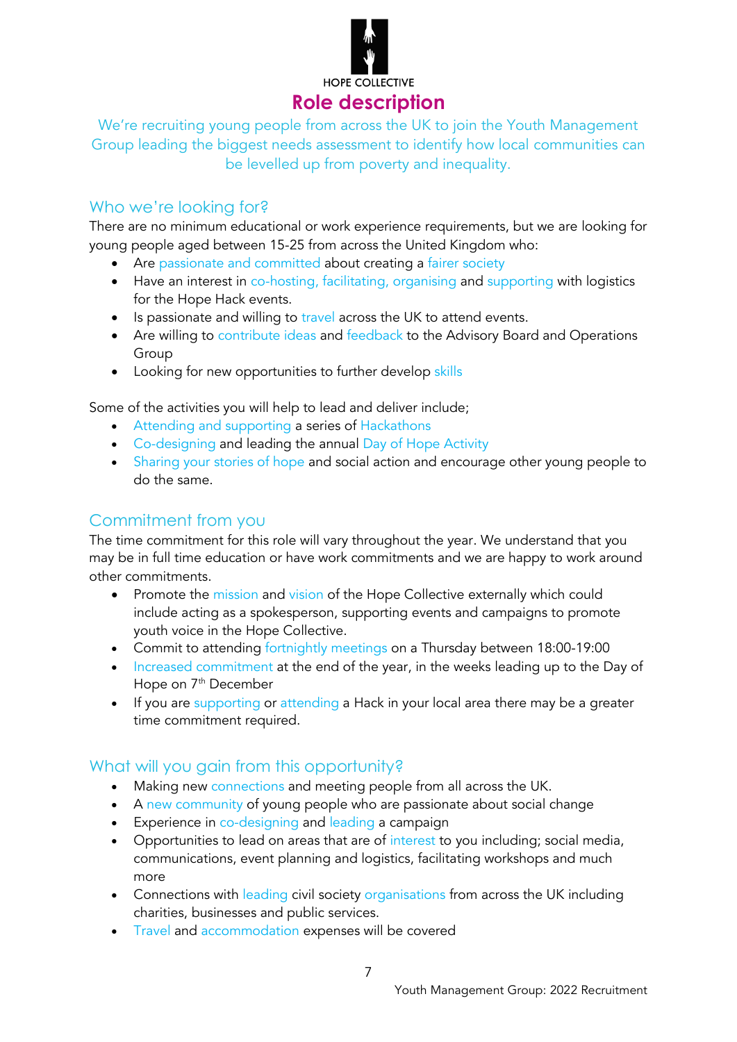HOPE COLLECTIVE

# Role description

We're recruiting young people from across the UK to join the Youth Management Group leading the biggest needs assessment to identify how local communities can be levelled up from poverty and inequality.

## Who we're looking for?

There are no minimum educational or work experience requirements, but we are looking for young people aged between 15-25 from across the United Kingdom who:

- Are passionate and committed about creating a fairer society
- Have an interest in co-hosting, facilitating, organising and supporting with logistics for the Hope Hack events.
- Is passionate and willing to travel across the UK to attend events.
- Are willing to contribute ideas and feedback to the Advisory Board and Operations Group
- Looking for new opportunities to further develop skills

Some of the activities you will help to lead and deliver include;

- Attending and supporting a series of Hackathons
- Co-designing and leading the annual Day of Hope Activity
- Sharing your stories of hope and social action and encourage other young people to do the same.

## Commitment from you

The time commitment for this role will vary throughout the year. We understand that you may be in full time education or have work commitments and we are happy to work around other commitments.

- Promote the mission and vision of the Hope Collective externally which could include acting as a spokesperson, supporting events and campaigns to promote youth voice in the Hope Collective.
- Commit to attending fortnightly meetings on a Thursday between 18:00-19:00
- Increased commitment at the end of the year, in the weeks leading up to the Day of Hope on 7th December
- If you are supporting or attending a Hack in your local area there may be a greater time commitment required.

## What will you gain from this opportunity?

- Making new connections and meeting people from all across the UK.
- A new community of young people who are passionate about social change
- Experience in co-designing and leading a campaign
- Opportunities to lead on areas that are of interest to you including; social media, communications, event planning and logistics, facilitating workshops and much more
- Connections with leading civil society organisations from across the UK including charities, businesses and public services.
- Travel and accommodation expenses will be covered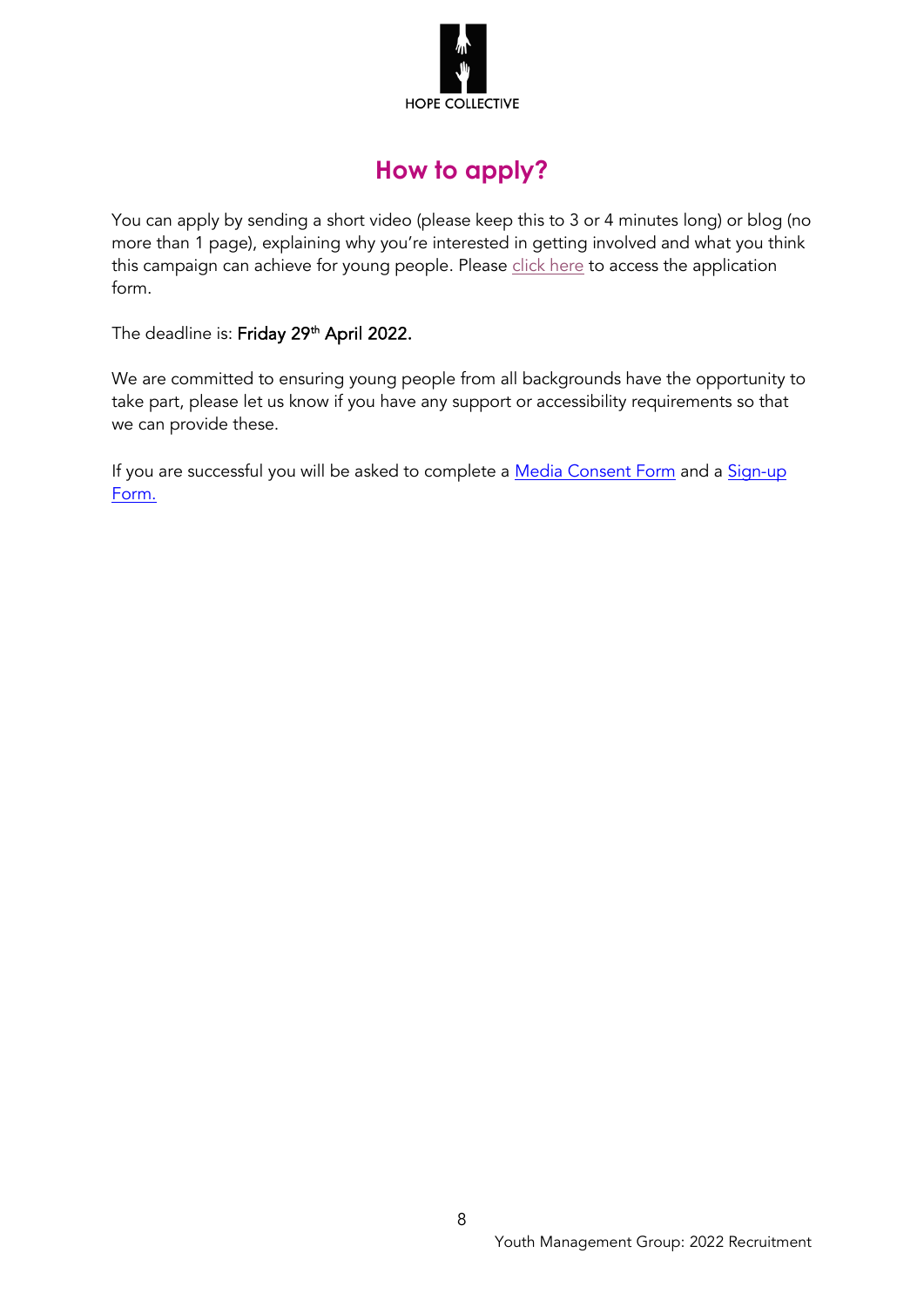HOPE COLLECTIVE

# How to apply?

You can apply by sending a short video (please keep this to 3 or 4 minutes long) or blog (no more than 1 page), explaining why you're interested in getting involved and what you think this campaign can achieve for young people. Please click here to access the application form.

The deadline is: **Friday 29th April 2022.**

We are committed to ensuring young people from all backgrounds have the opportunity to take part, please let us know if you have any support or accessibility requirements so that we can provide these.

If you are successful you will be asked to complete a Media Consent Form and a Sign-up Form.